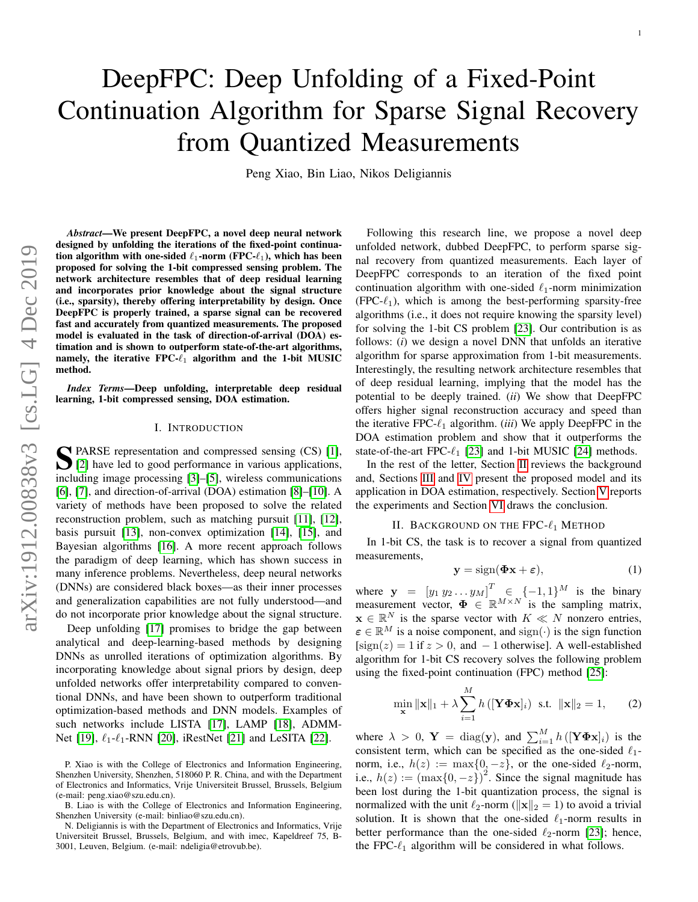# DeepFPC: Deep Unfolding of a Fixed-Point Continuation Algorithm for Sparse Signal Recovery from Quantized Measurements

Peng Xiao, Bin Liao, Nikos Deligiannis

***Abstract*—We present DeepFPC, a novel deep neural network designed by unfolding the iterations of the fixed-point continuation algorithm with one-sided $\ell_1$-norm (FPC-$\ell_1$), which has been proposed for solving the 1-bit compressed sensing problem. The network architecture resembles that of deep residual learning and incorporates prior knowledge about the signal structure (i.e., sparsity), thereby offering interpretability by design. Once DeepFPC is properly trained, a sparse signal can be recovered fast and accurately from quantized measurements. The proposed model is evaluated in the task of direction-of-arrival (DOA) estimation and is shown to outperform state-of-the-art algorithms, namely, the iterative FPC-$\ell_1$ algorithm and the 1-bit MUSIC method.**

***Index Terms*—Deep unfolding, interpretable deep residual learning, 1-bit compressed sensing, DOA estimation.**

## I. Introduction

Sparse representation and compressed sensing (CS) [1], [2] have led to good performance in various applications, including image processing [3]–[5], wireless communications [6], [7], and direction-of-arrival (DOA) estimation [8]–[10]. A variety of methods have been proposed to solve the related reconstruction problem, such as matching pursuit [11], [12], basis pursuit [13], non-convex optimization [14], [15], and Bayesian algorithms [16]. A more recent approach follows the paradigm of deep learning, which has shown success in many inference problems. Nevertheless, deep neural networks (DNNs) are considered black boxes—as their inner processes and generalization capabilities are not fully understood—and do not incorporate prior knowledge about the signal structure.

Deep unfolding [17] promises to bridge the gap between analytical and deep-learning-based methods by designing DNNs as unrolled iterations of optimization algorithms. By incorporating knowledge about signal priors by design, deep unfolded networks offer interpretability compared to conventional DNNs, and have been shown to outperform traditional optimization-based methods and DNN models. Examples of such networks include LISTA [17], LAMP [18], ADMM-Net [19], $\ell_1$-$\ell_1$-RNN [20], iRestNet [21] and LeSITA [22].

Following this research line, we propose a novel deep unfolded network, dubbed DeepFPC, to perform sparse signal recovery from quantized measurements. Each layer of DeepFPC corresponds to an iteration of the fixed point continuation algorithm with one-sided $\ell_1$-norm minimization (FPC-$\ell_1$), which is among the best-performing sparsity-free algorithms (i.e., it does not require knowing the sparsity level) for solving the 1-bit CS problem [23]. Our contribution is as follows: (*i*) we design a novel DNN that unfolds an iterative algorithm for sparse approximation from 1-bit measurements. Interestingly, the resulting network architecture resembles that of deep residual learning, implying that the model has the potential to be deeply trained. (*ii*) We show that DeepFPC offers higher signal reconstruction accuracy and speed than the iterative FPC-$\ell_1$ algorithm. (*iii*) We apply DeepFPC in the DOA estimation problem and show that it outperforms the state-of-the-art FPC-$\ell_1$ [23] and 1-bit MUSIC [24] methods.

In the rest of the letter, Section II reviews the background and, Sections III and IV present the proposed model and its application in DOA estimation, respectively. Section V reports the experiments and Section VI draws the conclusion.

## II. Background on the FPC-$\ell_1$ Method

In 1-bit CS, the task is to recover a signal from quantized measurements,

$$\mathbf{y} = \text{sign}(\mathbf{\Phi x} + \boldsymbol{\varepsilon}), \tag{1}$$

where $\mathbf{y} = [y_1\, y_2 \ldots y_M]^T \in \{-1,1\}^M$ is the binary measurement vector, $\mathbf{\Phi} \in \mathbb{R}^{M\times N}$ is the sampling matrix, $\mathbf{x} \in \mathbb{R}^N$ is the sparse vector with $K \ll N$ nonzero entries, $\boldsymbol{\varepsilon} \in \mathbb{R}^M$ is a noise component, and $\text{sign}(\cdot)$ is the sign function [$\text{sign}(z) = 1$ if $z > 0$, and $-1$ otherwise]. A well-established algorithm for 1-bit CS recovery solves the following problem using the fixed-point continuation (FPC) method [25]:

$$\min_{\mathbf{x}} \|\mathbf{x}\|_1 + \lambda \sum_{i=1}^{M} h\left([\mathbf{Y\Phi x}]_i\right) \;\text{ s.t. }\; \|\mathbf{x}\|_2 = 1, \tag{2}$$

where $\lambda > 0$, $\mathbf{Y} = \text{diag}(\mathbf{y})$, and $\sum_{i=1}^{M} h\left([\mathbf{Y\Phi x}]_i\right)$ is the consistent term, which can be specified as the one-sided $\ell_1$-norm, i.e., $h(z) := \max\{0, -z\}$, or the one-sided $\ell_2$-norm, i.e., $h(z) := \left(\max\{0, -z\}\right)^2$. Since the signal magnitude has been lost during the 1-bit quantization process, the signal is normalized with the unit $\ell_2$-norm ($\|\mathbf{x}\|_2 = 1$) to avoid a trivial solution. It is shown that the one-sided $\ell_1$-norm results in better performance than the one-sided $\ell_2$-norm [23]; hence, the FPC-$\ell_1$ algorithm will be considered in what follows.

P. Xiao is with the College of Electronics and Information Engineering, Shenzhen University, Shenzhen, 518060 P. R. China, and with the Department of Electronics and Informatics, Vrije Universiteit Brussel, Brussels, Belgium (e-mail: peng.xiao@szu.edu.cn).

B. Liao is with the College of Electronics and Information Engineering, Shenzhen University (e-mail: binliao@szu.edu.cn).

N. Deligiannis is with the Department of Electronics and Informatics, Vrije Universiteit Brussel, Brussels, Belgium, and with imec, Kapeldreef 75, B-3001, Leuven, Belgium. (e-mail: ndeligia@etrovub.be).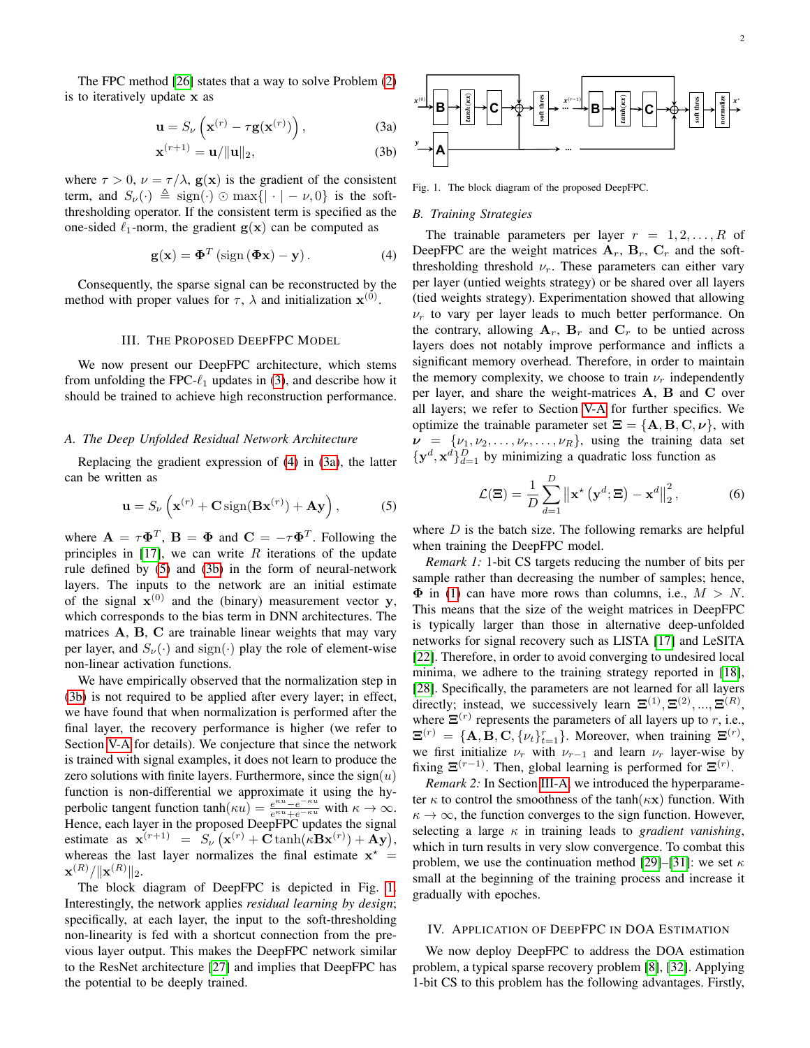The FPC method [26] states that a way to solve Problem (2) is to iteratively update $\mathbf{x}$ as

$$\mathbf{u} = S_\nu\left(\mathbf{x}^{(r)} - \tau\mathbf{g}(\mathbf{x}^{(r)})\right), \tag{3a}$$

$$\mathbf{x}^{(r+1)} = \mathbf{u}/\|\mathbf{u}\|_2, \tag{3b}$$

where $\tau > 0$, $\nu = \tau/\lambda$, $\mathbf{g}(\mathbf{x})$ is the gradient of the consistent term, and $S_\nu(\cdot) \triangleq \text{sign}(\cdot) \odot \max\{|\cdot| - \nu, 0\}$ is the soft-thresholding operator. If the consistent term is specified as the one-sided $\ell_1$-norm, the gradient $\mathbf{g}(\mathbf{x})$ can be computed as

$$\mathbf{g}(\mathbf{x}) = \mathbf{\Phi}^T\left(\text{sign}\left(\mathbf{\Phi}\mathbf{x}\right) - \mathbf{y}\right). \tag{4}$$

Consequently, the sparse signal can be reconstructed by the method with proper values for $\tau$, $\lambda$ and initialization $\mathbf{x}^{(0)}$.

## III. The Proposed DeepFPC Model

We now present our DeepFPC architecture, which stems from unfolding the FPC-$\ell_1$ updates in (3), and describe how it should be trained to achieve high reconstruction performance.

### A. The Deep Unfolded Residual Network Architecture

Replacing the gradient expression of (4) in (3a), the latter can be written as

$$\mathbf{u} = S_\nu\left(\mathbf{x}^{(r)} + \mathbf{C}\,\text{sign}(\mathbf{B}\mathbf{x}^{(r)}) + \mathbf{A}\mathbf{y}\right), \tag{5}$$

where $\mathbf{A} = \tau\mathbf{\Phi}^T$, $\mathbf{B} = \mathbf{\Phi}$ and $\mathbf{C} = -\tau\mathbf{\Phi}^T$. Following the principles in [17], we can write $R$ iterations of the update rule defined by (5) and (3b) in the form of neural-network layers. The inputs to the network are an initial estimate of the signal $\mathbf{x}^{(0)}$ and the (binary) measurement vector $\mathbf{y}$, which corresponds to the bias term in DNN architectures. The matrices $\mathbf{A}$, $\mathbf{B}$, $\mathbf{C}$ are trainable linear weights that may vary per layer, and $S_\nu(\cdot)$ and $\text{sign}(\cdot)$ play the role of element-wise non-linear activation functions.

We have empirically observed that the normalization step in (3b) is not required to be applied after every layer; in effect, we have found that when normalization is performed after the final layer, the recovery performance is higher (we refer to Section V-A for details). We conjecture that since the network is trained with signal examples, it does not learn to produce the zero solutions with finite layers. Furthermore, since the $\text{sign}(u)$ function is non-differential we approximate it using the hyperbolic tangent function $\tanh(\kappa u) = \frac{e^{\kappa u} - e^{-\kappa u}}{e^{\kappa u} + e^{-\kappa u}}$ with $\kappa \to \infty$. Hence, each layer in the proposed DeepFPC updates the signal estimate as $\mathbf{x}^{(r+1)} = S_\nu\left(\mathbf{x}^{(r)} + \mathbf{C}\tanh(\kappa\mathbf{B}\mathbf{x}^{(r)}) + \mathbf{A}\mathbf{y}\right)$, whereas the last layer normalizes the final estimate $\mathbf{x}^\star = \mathbf{x}^{(R)}/\|\mathbf{x}^{(R)}\|_2$.

The block diagram of DeepFPC is depicted in Fig. 1. Interestingly, the network applies *residual learning by design*; specifically, at each layer, the input to the soft-thresholding non-linearity is fed with a shortcut connection from the previous layer output. This makes the DeepFPC network similar to the ResNet architecture [27] and implies that DeepFPC has the potential to be deeply trained.

Fig. 1. The block diagram of the proposed DeepFPC.

### B. Training Strategies

The trainable parameters per layer $r = 1, 2, \ldots, R$ of DeepFPC are the weight matrices $\mathbf{A}_r$, $\mathbf{B}_r$, $\mathbf{C}_r$ and the soft-thresholding threshold $\nu_r$. These parameters can either vary per layer (untied weights strategy) or be shared over all layers (tied weights strategy). Experimentation showed that allowing $\nu_r$ to vary per layer leads to much better performance. On the contrary, allowing $\mathbf{A}_r$, $\mathbf{B}_r$ and $\mathbf{C}_r$ to be untied across layers does not notably improve performance and inflicts a significant memory overhead. Therefore, in order to maintain the memory complexity, we choose to train $\nu_r$ independently per layer, and share the weight-matrices $\mathbf{A}$, $\mathbf{B}$ and $\mathbf{C}$ over all layers; we refer to Section V-A for further specifics. We optimize the trainable parameter set $\mathbf{\Xi} = \{\mathbf{A}, \mathbf{B}, \mathbf{C}, \boldsymbol{\nu}\}$, with $\boldsymbol{\nu} = \{\nu_1, \nu_2, \ldots, \nu_r, \ldots, \nu_R\}$, using the training data set $\{\mathbf{y}^d, \mathbf{x}^d\}_{d=1}^D$ by minimizing a quadratic loss function as

$$\mathcal{L}(\mathbf{\Xi}) = \frac{1}{D}\sum_{d=1}^{D}\left\|\mathbf{x}^\star\left(\mathbf{y}^d; \mathbf{\Xi}\right) - \mathbf{x}^d\right\|_2^2, \tag{6}$$

where $D$ is the batch size. The following remarks are helpful when training the DeepFPC model.

*Remark 1:* 1-bit CS targets reducing the number of bits per sample rather than decreasing the number of samples; hence, $\mathbf{\Phi}$ in (1) can have more rows than columns, i.e., $M > N$. This means that the size of the weight matrices in DeepFPC is typically larger than those in alternative deep-unfolded networks for signal recovery such as LISTA [17] and LeSITA [22]. Therefore, in order to avoid converging to undesired local minima, we adhere to the training strategy reported in [18], [28]. Specifically, the parameters are not learned for all layers directly; instead, we successively learn $\mathbf{\Xi}^{(1)}, \mathbf{\Xi}^{(2)}, \ldots, \mathbf{\Xi}^{(R)}$, where $\mathbf{\Xi}^{(r)}$ represents the parameters of all layers up to $r$, i.e., $\mathbf{\Xi}^{(r)} = \{\mathbf{A}, \mathbf{B}, \mathbf{C}, \{\nu_t\}_{t=1}^r\}$. Moreover, when training $\mathbf{\Xi}^{(r)}$, we first initialize $\nu_r$ with $\nu_{r-1}$ and learn $\nu_r$ layer-wise by fixing $\mathbf{\Xi}^{(r-1)}$. Then, global learning is performed for $\mathbf{\Xi}^{(r)}$.

*Remark 2:* In Section III-A, we introduced the hyperparameter $\kappa$ to control the smoothness of the $\tanh(\kappa\mathbf{x})$ function. With $\kappa \to \infty$, the function converges to the sign function. However, selecting a large $\kappa$ in training leads to *gradient vanishing*, which in turn results in very slow convergence. To combat this problem, we use the continuation method [29]–[31]: we set $\kappa$ small at the beginning of the training process and increase it gradually with epoches.

## IV. Application of DeepFPC in DOA Estimation

We now deploy DeepFPC to address the DOA estimation problem, a typical sparse recovery problem [8], [32]. Applying 1-bit CS to this problem has the following advantages. Firstly,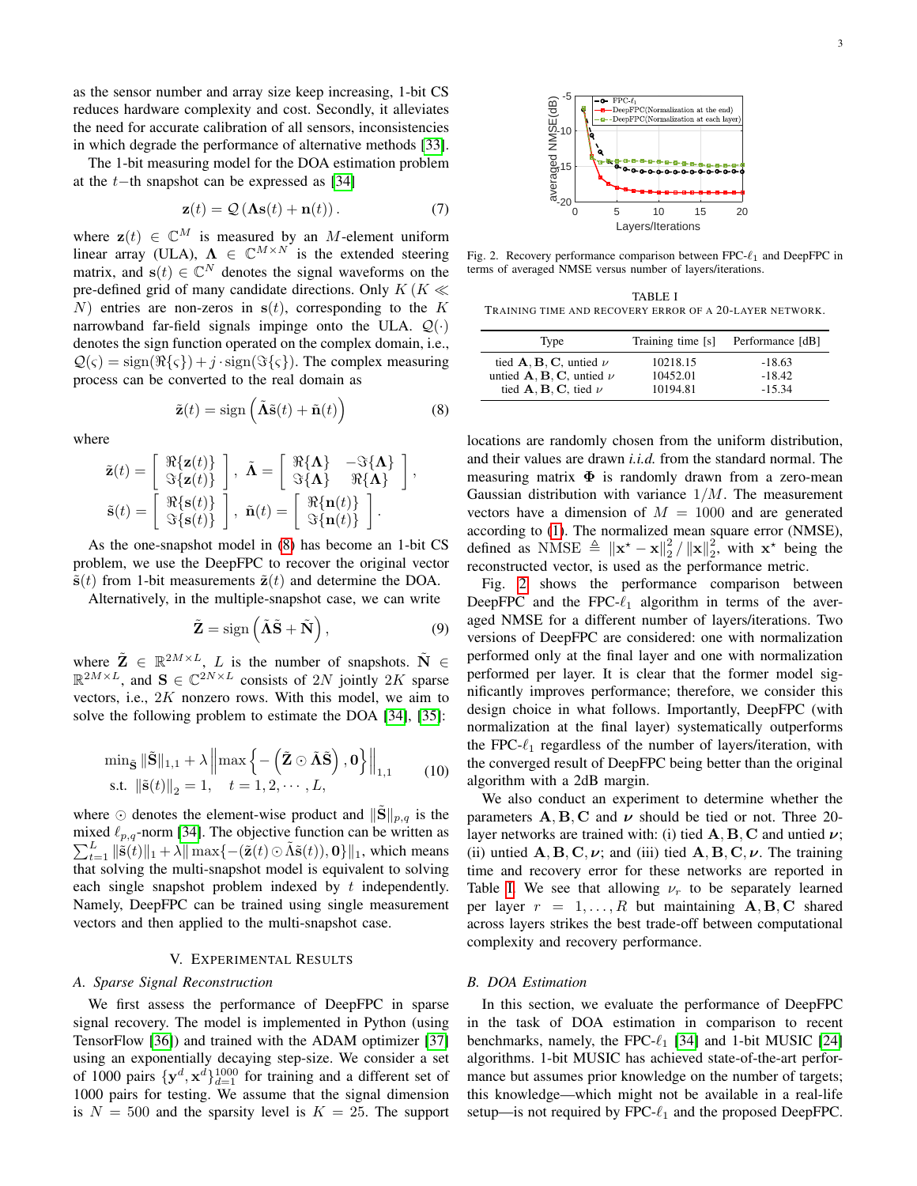as the sensor number and array size keep increasing, 1-bit CS reduces hardware complexity and cost. Secondly, it alleviates the need for accurate calibration of all sensors, inconsistencies in which degrade the performance of alternative methods [33].

The 1-bit measuring model for the DOA estimation problem at the $t$−th snapshot can be expressed as [34]

$$\mathbf{z}(t) = \mathcal{Q}\left(\mathbf{\Lambda}\mathbf{s}(t) + \mathbf{n}(t)\right). \tag{7}$$

where $\mathbf{z}(t) \in \mathbb{C}^M$ is measured by an $M$-element uniform linear array (ULA), $\mathbf{\Lambda} \in \mathbb{C}^{M\times N}$ is the extended steering matrix, and $\mathbf{s}(t) \in \mathbb{C}^N$ denotes the signal waveforms on the pre-defined grid of many candidate directions. Only $K$ ($K \ll N$) entries are non-zeros in $\mathbf{s}(t)$, corresponding to the $K$ narrowband far-field signals impinge onto the ULA. $\mathcal{Q}(\cdot)$ denotes the sign function operated on the complex domain, i.e., $\mathcal{Q}(\varsigma) = \text{sign}(\Re\{\varsigma\}) + j\cdot\text{sign}(\Im\{\varsigma\})$. The complex measuring process can be converted to the real domain as

$$\tilde{\mathbf{z}}(t) = \text{sign}\left(\tilde{\mathbf{\Lambda}}\tilde{\mathbf{s}}(t) + \tilde{\mathbf{n}}(t)\right) \tag{8}$$

where

$$\tilde{\mathbf{z}}(t) = \begin{bmatrix} \Re\{\mathbf{z}(t)\} \\ \Im\{\mathbf{z}(t)\} \end{bmatrix},\ \tilde{\mathbf{\Lambda}} = \begin{bmatrix} \Re\{\mathbf{\Lambda}\} & -\Im\{\mathbf{\Lambda}\} \\ \Im\{\mathbf{\Lambda}\} & \Re\{\mathbf{\Lambda}\} \end{bmatrix},$$
$$\tilde{\mathbf{s}}(t) = \begin{bmatrix} \Re\{\mathbf{s}(t)\} \\ \Im\{\mathbf{s}(t)\} \end{bmatrix},\ \tilde{\mathbf{n}}(t) = \begin{bmatrix} \Re\{\mathbf{n}(t)\} \\ \Im\{\mathbf{n}(t)\} \end{bmatrix}.$$

As the one-snapshot model in (8) has become an 1-bit CS problem, we use the DeepFPC to recover the original vector $\tilde{\mathbf{s}}(t)$ from 1-bit measurements $\tilde{\mathbf{z}}(t)$ and determine the DOA.

Alternatively, in the multiple-snapshot case, we can write

$$\tilde{\mathbf{Z}} = \text{sign}\left(\tilde{\mathbf{\Lambda}}\tilde{\mathbf{S}} + \tilde{\mathbf{N}}\right), \tag{9}$$

where $\tilde{\mathbf{Z}} \in \mathbb{R}^{2M\times L}$, $L$ is the number of snapshots. $\tilde{\mathbf{N}} \in \mathbb{R}^{2M\times L}$, and $\mathbf{S} \in \mathbb{C}^{2N\times L}$ consists of $2N$ jointly $2K$ sparse vectors, i.e., $2K$ nonzero rows. With this model, we aim to solve the following problem to estimate the DOA [34], [35]:

$$\begin{aligned} \min\nolimits_{\tilde{\mathbf{S}}} \ & \|\tilde{\mathbf{S}}\|_{1,1} + \lambda\left\|\max\left\{-\left(\tilde{\mathbf{Z}}\odot\tilde{\mathbf{\Lambda}}\tilde{\mathbf{S}}\right), \mathbf{0}\right\}\right\|_{1,1} \\ \text{s.t.} \ & \|\tilde{\mathbf{s}}(t)\|_2 = 1, \quad t = 1, 2, \cdots, L, \end{aligned} \tag{10}$$

where $\odot$ denotes the element-wise product and $\|\tilde{\mathbf{S}}\|_{p,q}$ is the mixed $\ell_{p,q}$-norm [34]. The objective function can be written as $\sum_{t=1}^{L}\|\tilde{\mathbf{s}}(t)\|_1 + \lambda\|\max\{-(\tilde{\mathbf{z}}(t)\odot\tilde{\mathbf{\Lambda}}\tilde{\mathbf{s}}(t)), \mathbf{0}\}\|_1$, which means that solving the multi-snapshot model is equivalent to solving each single snapshot problem indexed by $t$ independently. Namely, DeepFPC can be trained using single measurement vectors and then applied to the multi-snapshot case.

## V. Experimental Results

### A. Sparse Signal Reconstruction

We first assess the performance of DeepFPC in sparse signal recovery. The model is implemented in Python (using TensorFlow [36]) and trained with the ADAM optimizer [37] using an exponentially decaying step-size. We consider a set of 1000 pairs $\{\mathbf{y}^d, \mathbf{x}^d\}_{d=1}^{1000}$ for training and a different set of 1000 pairs for testing. We assume that the signal dimension is $N = 500$ and the sparsity level is $K = 25$. The support locations are randomly chosen from the uniform distribution, and their values are drawn *i.i.d.* from the standard normal. The measuring matrix $\mathbf{\Phi}$ is randomly drawn from a zero-mean Gaussian distribution with variance $1/M$. The measurement vectors have a dimension of $M = 1000$ and are generated according to (1). The normalized mean square error (NMSE), defined as $\text{NMSE} \triangleq \|\mathbf{x}^\star - \mathbf{x}\|_2^2 / \|\mathbf{x}\|_2^2$, with $\mathbf{x}^\star$ being the reconstructed vector, is used as the performance metric.

Fig. 2. Recovery performance comparison between FPC-$\ell_1$ and DeepFPC in terms of averaged NMSE versus number of layers/iterations.

TABLE I
Training time and recovery error of a 20-layer network.

| Type | Training time [s] | Performance [dB] |
|---|---|---|
| tied $\mathbf{A}, \mathbf{B}, \mathbf{C}$, untied $\nu$ | 10218.15 | -18.63 |
| untied $\mathbf{A}, \mathbf{B}, \mathbf{C}$, untied $\nu$ | 10452.01 | -18.42 |
| tied $\mathbf{A}, \mathbf{B}, \mathbf{C}$, tied $\nu$ | 10194.81 | -15.34 |

Fig. 2 shows the performance comparison between DeepFPC and the FPC-$\ell_1$ algorithm in terms of the averaged NMSE for a different number of layers/iterations. Two versions of DeepFPC are considered: one with normalization performed only at the final layer and one with normalization performed per layer. It is clear that the former model significantly improves performance; therefore, we consider this design choice in what follows. Importantly, DeepFPC (with normalization at the final layer) systematically outperforms the FPC-$\ell_1$ regardless of the number of layers/iteration, with the converged result of DeepFPC being better than the original algorithm with a 2dB margin.

We also conduct an experiment to determine whether the parameters $\mathbf{A}, \mathbf{B}, \mathbf{C}$ and $\boldsymbol{\nu}$ should be tied or not. Three 20-layer networks are trained with: (i) tied $\mathbf{A}, \mathbf{B}, \mathbf{C}$ and untied $\boldsymbol{\nu}$; (ii) untied $\mathbf{A}, \mathbf{B}, \mathbf{C}, \boldsymbol{\nu}$; and (iii) tied $\mathbf{A}, \mathbf{B}, \mathbf{C}, \boldsymbol{\nu}$. The training time and recovery error for these networks are reported in Table I. We see that allowing $\nu_r$ to be separately learned per layer $r = 1, \ldots, R$ but maintaining $\mathbf{A}, \mathbf{B}, \mathbf{C}$ shared across layers strikes the best trade-off between computational complexity and recovery performance.

### B. DOA Estimation

In this section, we evaluate the performance of DeepFPC in the task of DOA estimation in comparison to recent benchmarks, namely, the FPC-$\ell_1$ [34] and 1-bit MUSIC [24] algorithms. 1-bit MUSIC has achieved state-of-the-art performance but assumes prior knowledge on the number of targets; this knowledge—which might not be available in a real-life setup—is not required by FPC-$\ell_1$ and the proposed DeepFPC.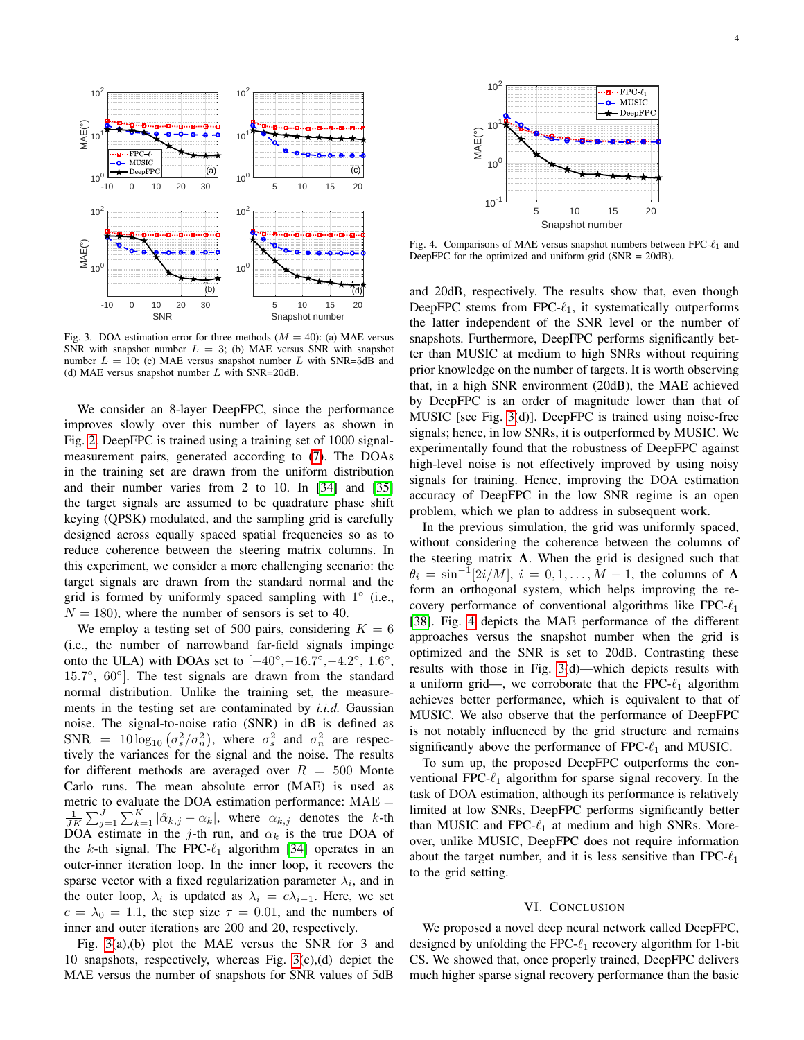Fig. 3. DOA estimation error for three methods ($M = 40$): (a) MAE versus SNR with snapshot number $L = 3$; (b) MAE versus SNR with snapshot number $L = 10$; (c) MAE versus snapshot number $L$ with SNR=5dB and (d) MAE versus snapshot number $L$ with SNR=20dB.

We consider an 8-layer DeepFPC, since the performance improves slowly over this number of layers as shown in Fig. 2. DeepFPC is trained using a training set of 1000 signal-measurement pairs, generated according to (7). The DOAs in the training set are drawn from the uniform distribution and their number varies from 2 to 10. In [34] and [35] the target signals are assumed to be quadrature phase shift keying (QPSK) modulated, and the sampling grid is carefully designed across equally spaced spatial frequencies so as to reduce coherence between the steering matrix columns. In this experiment, we consider a more challenging scenario: the target signals are drawn from the standard normal and the grid is formed by uniformly spaced sampling with 1° (i.e., $N = 180$), where the number of sensors is set to 40.

We employ a testing set of 500 pairs, considering $K = 6$ (i.e., the number of narrowband far-field signals impinge onto the ULA) with DOAs set to [−40°, −16.7°, −4.2°, 1.6°, 15.7°, 60°]. The test signals are drawn from the standard normal distribution. Unlike the training set, the measurements in the testing set are contaminated by *i.i.d.* Gaussian noise. The signal-to-noise ratio (SNR) in dB is defined as $\text{SNR} = 10\log_{10}\left(\sigma_s^2/\sigma_n^2\right)$, where $\sigma_s^2$ and $\sigma_n^2$ are respectively the variances for the signal and the noise. The results for different methods are averaged over $R = 500$ Monte Carlo runs. The mean absolute error (MAE) is used as metric to evaluate the DOA estimation performance: $\text{MAE} = \frac{1}{JK}\sum_{j=1}^{J}\sum_{k=1}^{K}|\hat{\alpha}_{k,j} - \alpha_k|$, where $\alpha_{k,j}$ denotes the $k$-th DOA estimate in the $j$-th run, and $\alpha_k$ is the true DOA of the $k$-th signal. The FPC-$\ell_1$ algorithm [34] operates in an outer-inner iteration loop. In the inner loop, it recovers the sparse vector with a fixed regularization parameter $\lambda_i$, and in the outer loop, $\lambda_i$ is updated as $\lambda_i = c\lambda_{i-1}$. Here, we set $c = \lambda_0 = 1.1$, the step size $\tau = 0.01$, and the numbers of inner and outer iterations are 200 and 20, respectively.

Fig. 3(a),(b) plot the MAE versus the SNR for 3 and 10 snapshots, respectively, whereas Fig. 3(c),(d) depict the MAE versus the number of snapshots for SNR values of 5dB and 20dB, respectively. The results show that, even though DeepFPC stems from FPC-$\ell_1$, it systematically outperforms the latter independent of the SNR level or the number of snapshots. Furthermore, DeepFPC performs significantly better than MUSIC at medium to high SNRs without requiring prior knowledge on the number of targets. It is worth observing that, in a high SNR environment (20dB), the MAE achieved by DeepFPC is an order of magnitude lower than that of MUSIC [see Fig. 3(d)]. DeepFPC is trained using noise-free signals; hence, in low SNRs, it is outperformed by MUSIC. We experimentally found that the robustness of DeepFPC against high-level noise is not effectively improved by using noisy signals for training. Hence, improving the DOA estimation accuracy of DeepFPC in the low SNR regime is an open problem, which we plan to address in subsequent work.

Fig. 4. Comparisons of MAE versus snapshot numbers between FPC-$\ell_1$ and DeepFPC for the optimized and uniform grid (SNR = 20dB).

In the previous simulation, the grid was uniformly spaced, without considering the coherence between the columns of the steering matrix $\mathbf{\Lambda}$. When the grid is designed such that $\theta_i = \sin^{-1}[2i/M]$, $i = 0, 1, \ldots, M-1$, the columns of $\mathbf{\Lambda}$ form an orthogonal system, which helps improving the recovery performance of conventional algorithms like FPC-$\ell_1$ [38]. Fig. 4 depicts the MAE performance of the different approaches versus the snapshot number when the grid is optimized and the SNR is set to 20dB. Contrasting these results with those in Fig. 3(d)—which depicts results with a uniform grid—, we corroborate that the FPC-$\ell_1$ algorithm achieves better performance, which is equivalent to that of MUSIC. We also observe that the performance of DeepFPC is not notably influenced by the grid structure and remains significantly above the performance of FPC-$\ell_1$ and MUSIC.

To sum up, the proposed DeepFPC outperforms the conventional FPC-$\ell_1$ algorithm for sparse signal recovery. In the task of DOA estimation, although its performance is relatively limited at low SNRs, DeepFPC performs significantly better than MUSIC and FPC-$\ell_1$ at medium and high SNRs. Moreover, unlike MUSIC, DeepFPC does not require information about the target number, and it is less sensitive than FPC-$\ell_1$ to the grid setting.

## VI. Conclusion

We proposed a novel deep neural network called DeepFPC, designed by unfolding the FPC-$\ell_1$ recovery algorithm for 1-bit CS. We showed that, once properly trained, DeepFPC delivers much higher sparse signal recovery performance than the basic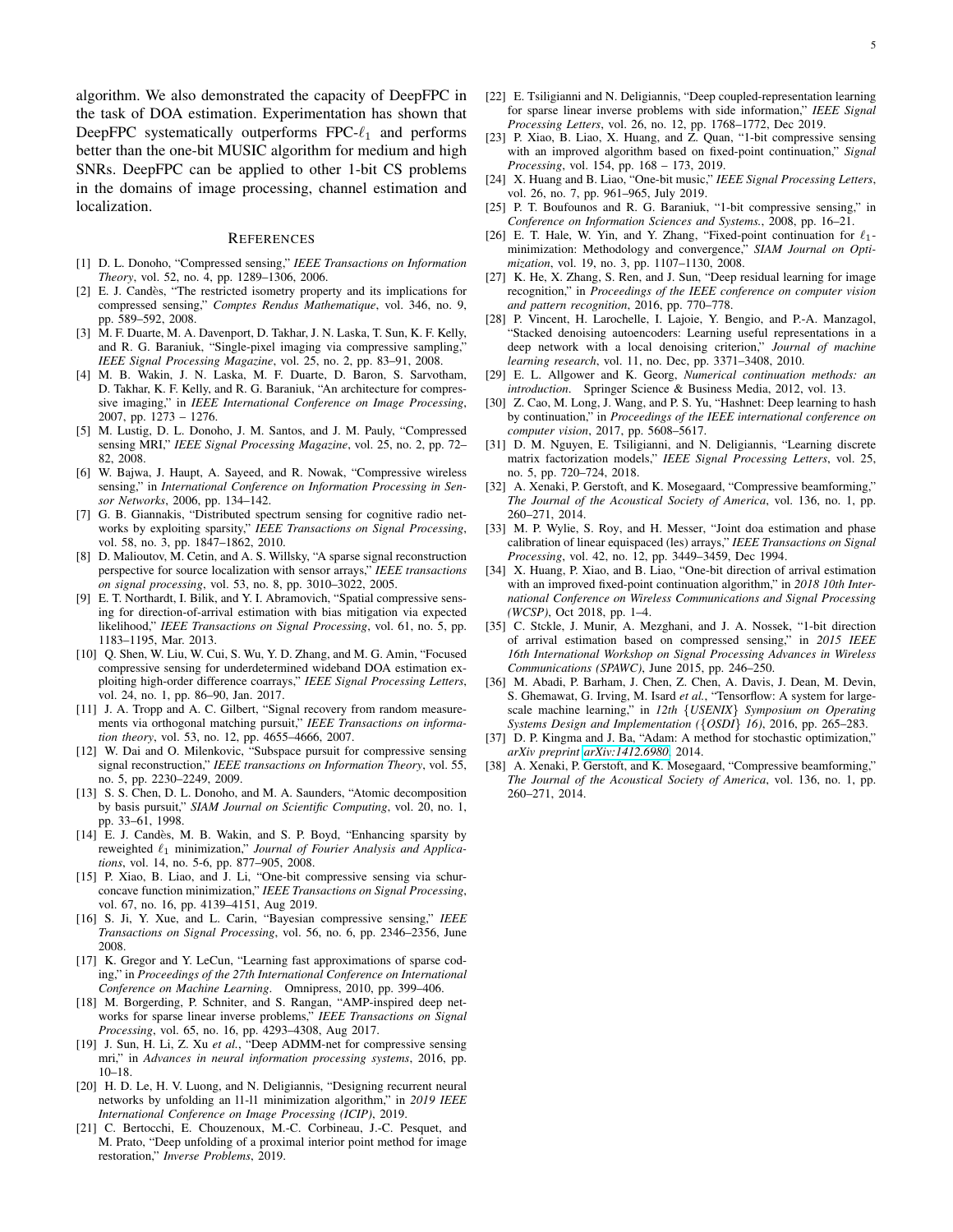algorithm. We also demonstrated the capacity of DeepFPC in the task of DOA estimation. Experimentation has shown that DeepFPC systematically outperforms FPC-$\ell_1$ and performs better than the one-bit MUSIC algorithm for medium and high SNRs. DeepFPC can be applied to other 1-bit CS problems in the domains of image processing, channel estimation and localization.

## References

[1] D. L. Donoho, "Compressed sensing," *IEEE Transactions on Information Theory*, vol. 52, no. 4, pp. 1289–1306, 2006.

[2] E. J. Candès, "The restricted isometry property and its implications for compressed sensing," *Comptes Rendus Mathematique*, vol. 346, no. 9, pp. 589–592, 2008.

[3] M. F. Duarte, M. A. Davenport, D. Takhar, J. N. Laska, T. Sun, K. F. Kelly, and R. G. Baraniuk, "Single-pixel imaging via compressive sampling," *IEEE Signal Processing Magazine*, vol. 25, no. 2, pp. 83–91, 2008.

[4] M. B. Wakin, J. N. Laska, M. F. Duarte, D. Baron, S. Sarvotham, D. Takhar, K. F. Kelly, and R. G. Baraniuk, "An architecture for compressive imaging," in *IEEE International Conference on Image Processing*, 2007, pp. 1273 – 1276.

[5] M. Lustig, D. L. Donoho, J. M. Santos, and J. M. Pauly, "Compressed sensing MRI," *IEEE Signal Processing Magazine*, vol. 25, no. 2, pp. 72–82, 2008.

[6] W. Bajwa, J. Haupt, A. Sayeed, and R. Nowak, "Compressive wireless sensing," in *International Conference on Information Processing in Sensor Networks*, 2006, pp. 134–142.

[7] G. B. Giannakis, "Distributed spectrum sensing for cognitive radio networks by exploiting sparsity," *IEEE Transactions on Signal Processing*, vol. 58, no. 3, pp. 1847–1862, 2010.

[8] D. Malioutov, M. Cetin, and A. S. Willsky, "A sparse signal reconstruction perspective for source localization with sensor arrays," *IEEE transactions on signal processing*, vol. 53, no. 8, pp. 3010–3022, 2005.

[9] E. T. Northardt, I. Bilik, and Y. I. Abramovich, "Spatial compressive sensing for direction-of-arrival estimation with bias mitigation via expected likelihood," *IEEE Transactions on Signal Processing*, vol. 61, no. 5, pp. 1183–1195, Mar. 2013.

[10] Q. Shen, W. Liu, W. Cui, S. Wu, Y. D. Zhang, and M. G. Amin, "Focused compressive sensing for underdetermined wideband DOA estimation exploiting high-order difference coarrays," *IEEE Signal Processing Letters*, vol. 24, no. 1, pp. 86–90, Jan. 2017.

[11] J. A. Tropp and A. C. Gilbert, "Signal recovery from random measurements via orthogonal matching pursuit," *IEEE Transactions on information theory*, vol. 53, no. 12, pp. 4655–4666, 2007.

[12] W. Dai and O. Milenkovic, "Subspace pursuit for compressive sensing signal reconstruction," *IEEE transactions on Information Theory*, vol. 55, no. 5, pp. 2230–2249, 2009.

[13] S. S. Chen, D. L. Donoho, and M. A. Saunders, "Atomic decomposition by basis pursuit," *SIAM Journal on Scientific Computing*, vol. 20, no. 1, pp. 33–61, 1998.

[14] E. J. Candès, M. B. Wakin, and S. P. Boyd, "Enhancing sparsity by reweighted $\ell_1$ minimization," *Journal of Fourier Analysis and Applications*, vol. 14, no. 5-6, pp. 877–905, 2008.

[15] P. Xiao, B. Liao, and J. Li, "One-bit compressive sensing via schur-concave function minimization," *IEEE Transactions on Signal Processing*, vol. 67, no. 16, pp. 4139–4151, Aug 2019.

[16] S. Ji, Y. Xue, and L. Carin, "Bayesian compressive sensing," *IEEE Transactions on Signal Processing*, vol. 56, no. 6, pp. 2346–2356, June 2008.

[17] K. Gregor and Y. LeCun, "Learning fast approximations of sparse coding," in *Proceedings of the 27th International Conference on International Conference on Machine Learning*. Omnipress, 2010, pp. 399–406.

[18] M. Borgerding, P. Schniter, and S. Rangan, "AMP-inspired deep networks for sparse linear inverse problems," *IEEE Transactions on Signal Processing*, vol. 65, no. 16, pp. 4293–4308, Aug 2017.

[19] J. Sun, H. Li, Z. Xu *et al.*, "Deep ADMM-net for compressive sensing mri," in *Advances in neural information processing systems*, 2016, pp. 10–18.

[20] H. D. Le, H. V. Luong, and N. Deligiannis, "Designing recurrent neural networks by unfolding an l1-l1 minimization algorithm," in *2019 IEEE International Conference on Image Processing (ICIP)*, 2019.

[21] C. Bertocchi, E. Chouzenoux, M.-C. Corbineau, J.-C. Pesquet, and M. Prato, "Deep unfolding of a proximal interior point method for image restoration," *Inverse Problems*, 2019.

[22] E. Tsiligianni and N. Deligiannis, "Deep coupled-representation learning for sparse linear inverse problems with side information," *IEEE Signal Processing Letters*, vol. 26, no. 12, pp. 1768–1772, Dec 2019.

[23] P. Xiao, B. Liao, X. Huang, and Z. Quan, "1-bit compressive sensing with an improved algorithm based on fixed-point continuation," *Signal Processing*, vol. 154, pp. 168 – 173, 2019.

[24] X. Huang and B. Liao, "One-bit music," *IEEE Signal Processing Letters*, vol. 26, no. 7, pp. 961–965, July 2019.

[25] P. T. Boufounos and R. G. Baraniuk, "1-bit compressive sensing," in *Conference on Information Sciences and Systems.*, 2008, pp. 16–21.

[26] E. T. Hale, W. Yin, and Y. Zhang, "Fixed-point continuation for $\ell_1$-minimization: Methodology and convergence," *SIAM Journal on Optimization*, vol. 19, no. 3, pp. 1107–1130, 2008.

[27] K. He, X. Zhang, S. Ren, and J. Sun, "Deep residual learning for image recognition," in *Proceedings of the IEEE conference on computer vision and pattern recognition*, 2016, pp. 770–778.

[28] P. Vincent, H. Larochelle, I. Lajoie, Y. Bengio, and P.-A. Manzagol, "Stacked denoising autoencoders: Learning useful representations in a deep network with a local denoising criterion," *Journal of machine learning research*, vol. 11, no. Dec, pp. 3371–3408, 2010.

[29] E. L. Allgower and K. Georg, *Numerical continuation methods: an introduction*. Springer Science & Business Media, 2012, vol. 13.

[30] Z. Cao, M. Long, J. Wang, and P. S. Yu, "Hashnet: Deep learning to hash by continuation," in *Proceedings of the IEEE international conference on computer vision*, 2017, pp. 5608–5617.

[31] D. M. Nguyen, E. Tsiligianni, and N. Deligiannis, "Learning discrete matrix factorization models," *IEEE Signal Processing Letters*, vol. 25, no. 5, pp. 720–724, 2018.

[32] A. Xenaki, P. Gerstoft, and K. Mosegaard, "Compressive beamforming," *The Journal of the Acoustical Society of America*, vol. 136, no. 1, pp. 260–271, 2014.

[33] M. P. Wylie, S. Roy, and H. Messer, "Joint doa estimation and phase calibration of linear equispaced (les) arrays," *IEEE Transactions on Signal Processing*, vol. 42, no. 12, pp. 3449–3459, Dec 1994.

[34] X. Huang, P. Xiao, and B. Liao, "One-bit direction of arrival estimation with an improved fixed-point continuation algorithm," in *2018 10th International Conference on Wireless Communications and Signal Processing (WCSP)*, Oct 2018, pp. 1–4.

[35] C. Stckle, J. Munir, A. Mezghani, and J. A. Nossek, "1-bit direction of arrival estimation based on compressed sensing," in *2015 IEEE 16th International Workshop on Signal Processing Advances in Wireless Communications (SPAWC)*, June 2015, pp. 246–250.

[36] M. Abadi, P. Barham, J. Chen, Z. Chen, A. Davis, J. Dean, M. Devin, S. Ghemawat, G. Irving, M. Isard *et al.*, "Tensorflow: A system for large-scale machine learning," in *12th {USENIX} Symposium on Operating Systems Design and Implementation ({OSDI} 16)*, 2016, pp. 265–283.

[37] D. P. Kingma and J. Ba, "Adam: A method for stochastic optimization," *arXiv preprint arXiv:1412.6980*, 2014.

[38] A. Xenaki, P. Gerstoft, and K. Mosegaard, "Compressive beamforming," *The Journal of the Acoustical Society of America*, vol. 136, no. 1, pp. 260–271, 2014.